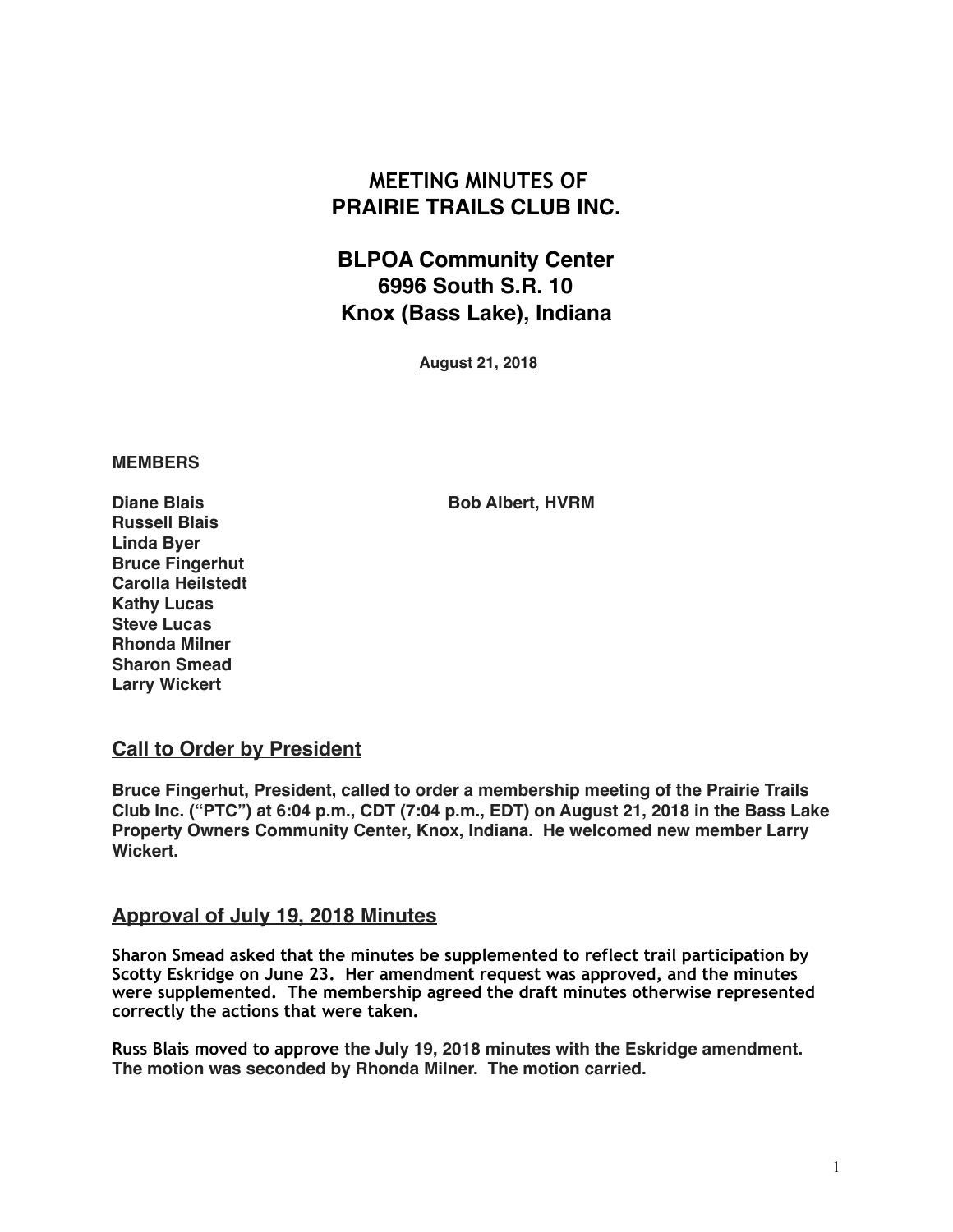# MEETING MINUTES OF
# PRAIRIE TRAILS CLUB INC.

## BLPOA Community Center
## 6996 South S.R. 10
## Knox (Bass Lake), Indiana

**August 21, 2018**

**MEMBERS**

**Diane Blais** **Bob Albert, HVRM**
**Russell Blais**
**Linda Byer**
**Bruce Fingerhut**
**Carolla Heilstedt**
**Kathy Lucas**
**Steve Lucas**
**Rhonda Milner**
**Sharon Smead**
**Larry Wickert**

## Call to Order by President

**Bruce Fingerhut, President, called to order a membership meeting of the Prairie Trails Club Inc. ("PTC") at 6:04 p.m., CDT (7:04 p.m., EDT) on August 21, 2018 in the Bass Lake Property Owners Community Center, Knox, Indiana. He welcomed new member Larry Wickert.**

## Approval of July 19, 2018 Minutes

**Sharon Smead asked that the minutes be supplemented to reflect trail participation by Scotty Eskridge on June 23. Her amendment request was approved, and the minutes were supplemented. The membership agreed the draft minutes otherwise represented correctly the actions that were taken.**

**Russ Blais moved to approve the July 19, 2018 minutes with the Eskridge amendment. The motion was seconded by Rhonda Milner. The motion carried.**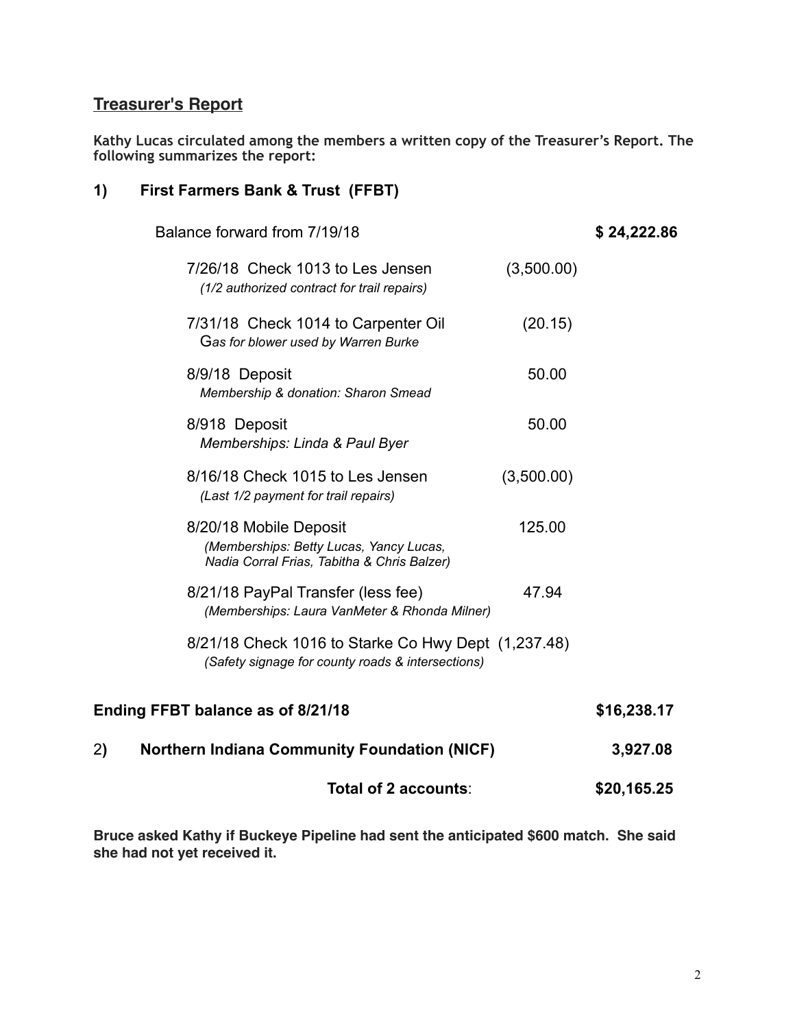## Treasurer's Report

**Kathy Lucas circulated among the members a written copy of the Treasurer's Report. The following summarizes the report:**

### 1) First Farmers Bank & Trust (FFBT)

| | | |
|---|---|---|
| Balance forward from 7/19/18 | | **$ 24,222.86** |
| 7/26/18 Check 1013 to Les Jensen<br>*(1/2 authorized contract for trail repairs)* | (3,500.00) | |
| 7/31/18 Check 1014 to Carpenter Oil<br>G*as for blower used by Warren Burke* | (20.15) | |
| 8/9/18 Deposit<br>*Membership & donation: Sharon Smead* | 50.00 | |
| 8/918 Deposit<br>*Memberships: Linda & Paul Byer* | 50.00 | |
| 8/16/18 Check 1015 to Les Jensen<br>*(Last 1/2 payment for trail repairs)* | (3,500.00) | |
| 8/20/18 Mobile Deposit<br>*(Memberships: Betty Lucas, Yancy Lucas, Nadia Corral Frias, Tabitha & Chris Balzer)* | 125.00 | |
| 8/21/18 PayPal Transfer (less fee)<br>*(Memberships: Laura VanMeter & Rhonda Milner)* | 47.94 | |
| 8/21/18 Check 1016 to Starke Co Hwy Dept<br>*(Safety signage for county roads & intersections)* | (1,237.48) | |
| **Ending FFBT balance as of 8/21/18** | | **$16,238.17** |
| 2**) Northern Indiana Community Foundation (NICF)** | | **3,927.08** |
| **Total of 2 accounts**: | | **$20,165.25** |

**Bruce asked Kathy if Buckeye Pipeline had sent the anticipated $600 match. She said she had not yet received it.**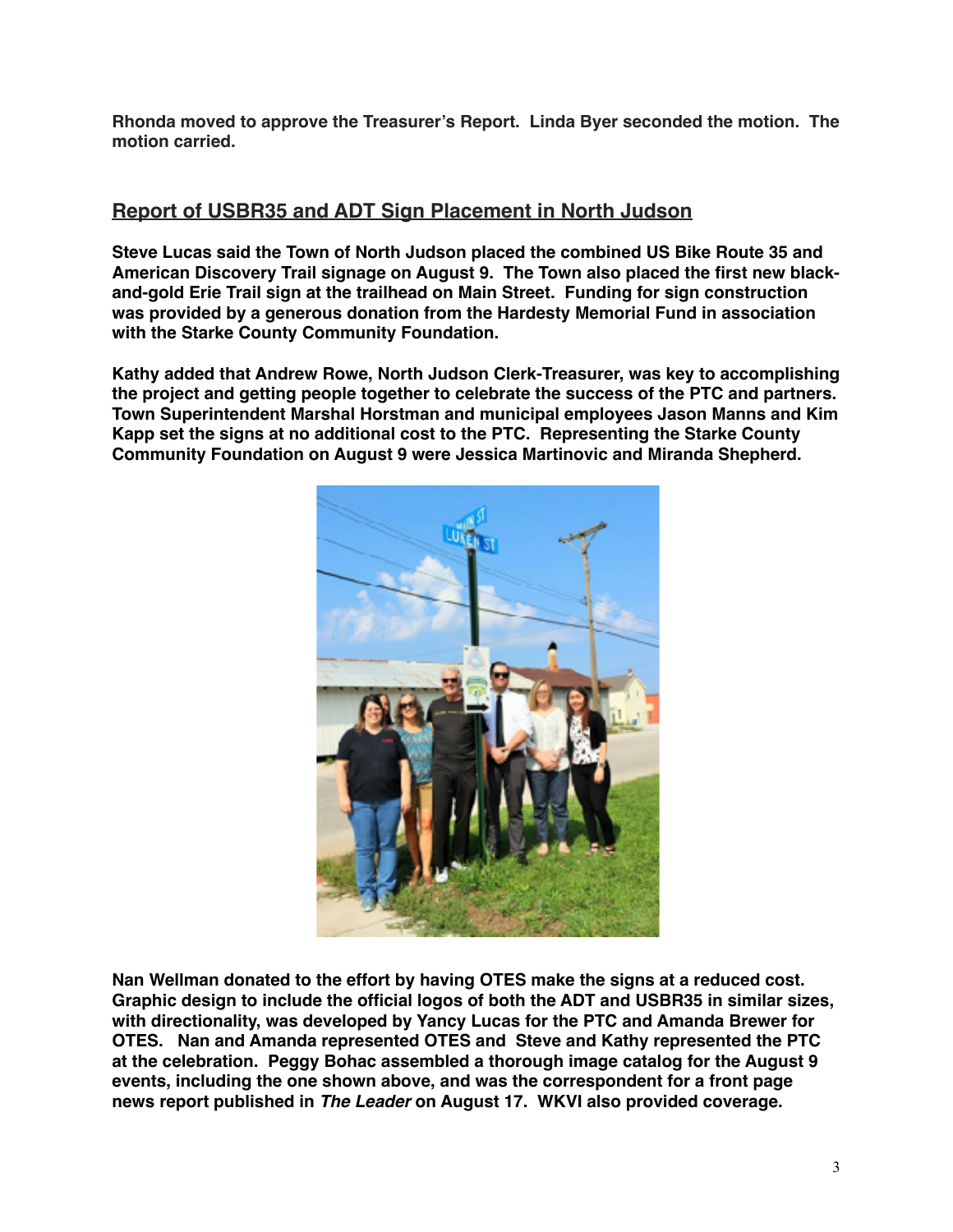**Rhonda moved to approve the Treasurer's Report. Linda Byer seconded the motion. The motion carried.**

## Report of USBR35 and ADT Sign Placement in North Judson

**Steve Lucas said the Town of North Judson placed the combined US Bike Route 35 and American Discovery Trail signage on August 9. The Town also placed the first new black-and-gold Erie Trail sign at the trailhead on Main Street. Funding for sign construction was provided by a generous donation from the Hardesty Memorial Fund in association with the Starke County Community Foundation.**

**Kathy added that Andrew Rowe, North Judson Clerk-Treasurer, was key to accomplishing the project and getting people together to celebrate the success of the PTC and partners. Town Superintendent Marshal Horstman and municipal employees Jason Manns and Kim Kapp set the signs at no additional cost to the PTC. Representing the Starke County Community Foundation on August 9 were Jessica Martinovic and Miranda Shepherd.**

**Nan Wellman donated to the effort by having OTES make the signs at a reduced cost. Graphic design to include the official logos of both the ADT and USBR35 in similar sizes, with directionality, was developed by Yancy Lucas for the PTC and Amanda Brewer for OTES. Nan and Amanda represented OTES and Steve and Kathy represented the PTC at the celebration. Peggy Bohac assembled a thorough image catalog for the August 9 events, including the one shown above, and was the correspondent for a front page news report published in *The Leader* on August 17. WKVI also provided coverage.**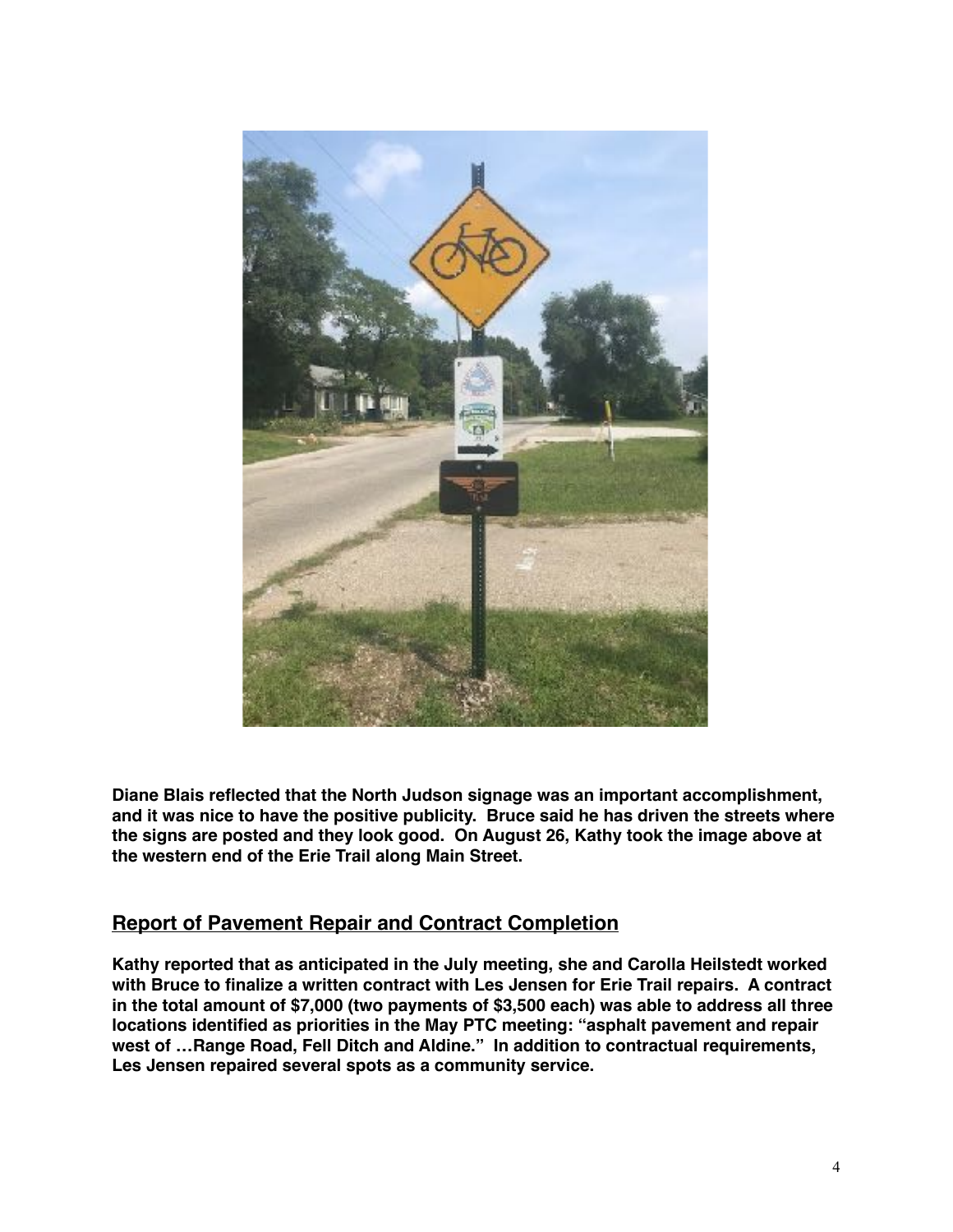**Diane Blais reflected that the North Judson signage was an important accomplishment, and it was nice to have the positive publicity. Bruce said he has driven the streets where the signs are posted and they look good. On August 26, Kathy took the image above at the western end of the Erie Trail along Main Street.**

## Report of Pavement Repair and Contract Completion

**Kathy reported that as anticipated in the July meeting, she and Carolla Heilstedt worked with Bruce to finalize a written contract with Les Jensen for Erie Trail repairs. A contract in the total amount of $7,000 (two payments of $3,500 each) was able to address all three locations identified as priorities in the May PTC meeting: "asphalt pavement and repair west of …Range Road, Fell Ditch and Aldine." In addition to contractual requirements, Les Jensen repaired several spots as a community service.**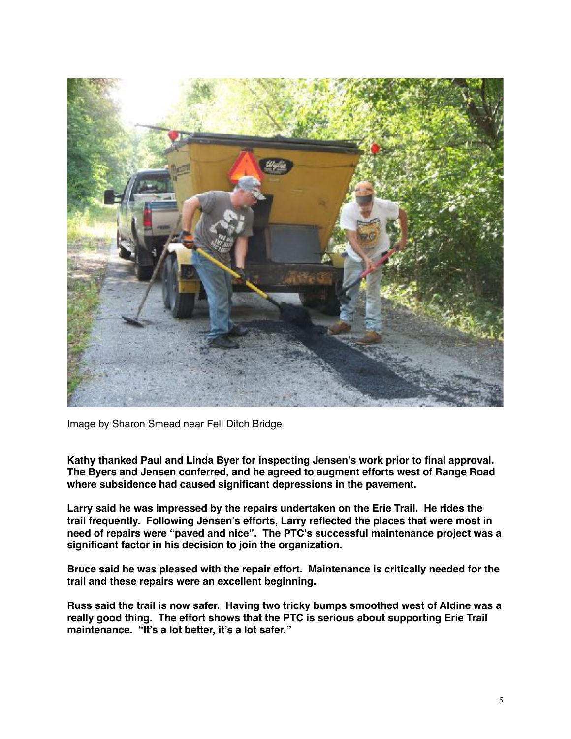Image by Sharon Smead near Fell Ditch Bridge

**Kathy thanked Paul and Linda Byer for inspecting Jensen's work prior to final approval. The Byers and Jensen conferred, and he agreed to augment efforts west of Range Road where subsidence had caused significant depressions in the pavement.**

**Larry said he was impressed by the repairs undertaken on the Erie Trail. He rides the trail frequently. Following Jensen's efforts, Larry reflected the places that were most in need of repairs were "paved and nice". The PTC's successful maintenance project was a significant factor in his decision to join the organization.**

**Bruce said he was pleased with the repair effort. Maintenance is critically needed for the trail and these repairs were an excellent beginning.**

**Russ said the trail is now safer. Having two tricky bumps smoothed west of Aldine was a really good thing. The effort shows that the PTC is serious about supporting Erie Trail maintenance. "It's a lot better, it's a lot safer."**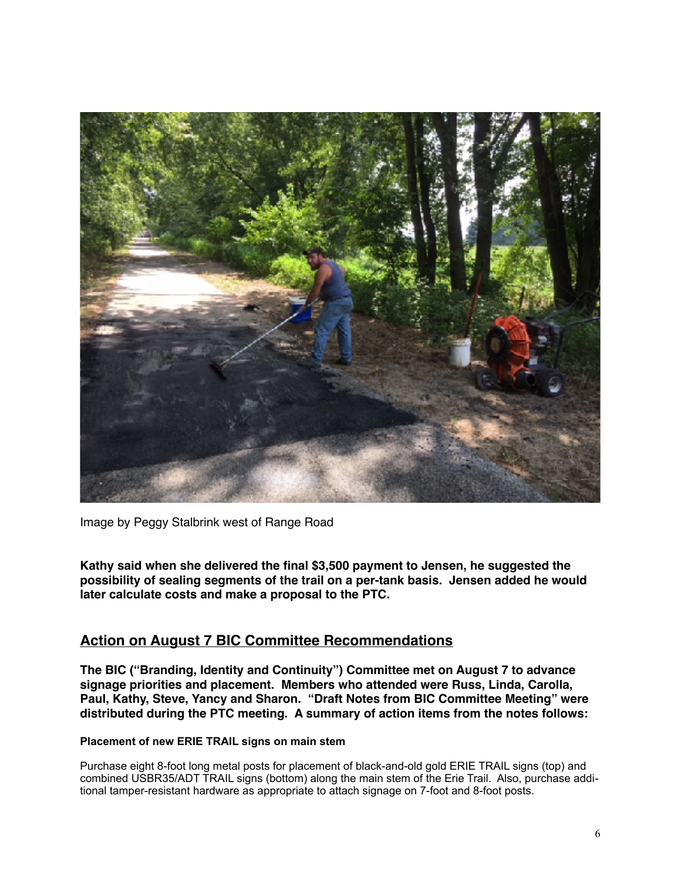Image by Peggy Stalbrink west of Range Road

**Kathy said when she delivered the final $3,500 payment to Jensen, he suggested the possibility of sealing segments of the trail on a per-tank basis. Jensen added he would later calculate costs and make a proposal to the PTC.**

## Action on August 7 BIC Committee Recommendations

**The BIC ("Branding, Identity and Continuity") Committee met on August 7 to advance signage priorities and placement. Members who attended were Russ, Linda, Carolla, Paul, Kathy, Steve, Yancy and Sharon. "Draft Notes from BIC Committee Meeting" were distributed during the PTC meeting. A summary of action items from the notes follows:**

#### Placement of new ERIE TRAIL signs on main stem

Purchase eight 8-foot long metal posts for placement of black-and-old gold ERIE TRAIL signs (top) and combined USBR35/ADT TRAIL signs (bottom) along the main stem of the Erie Trail. Also, purchase additional tamper-resistant hardware as appropriate to attach signage on 7-foot and 8-foot posts.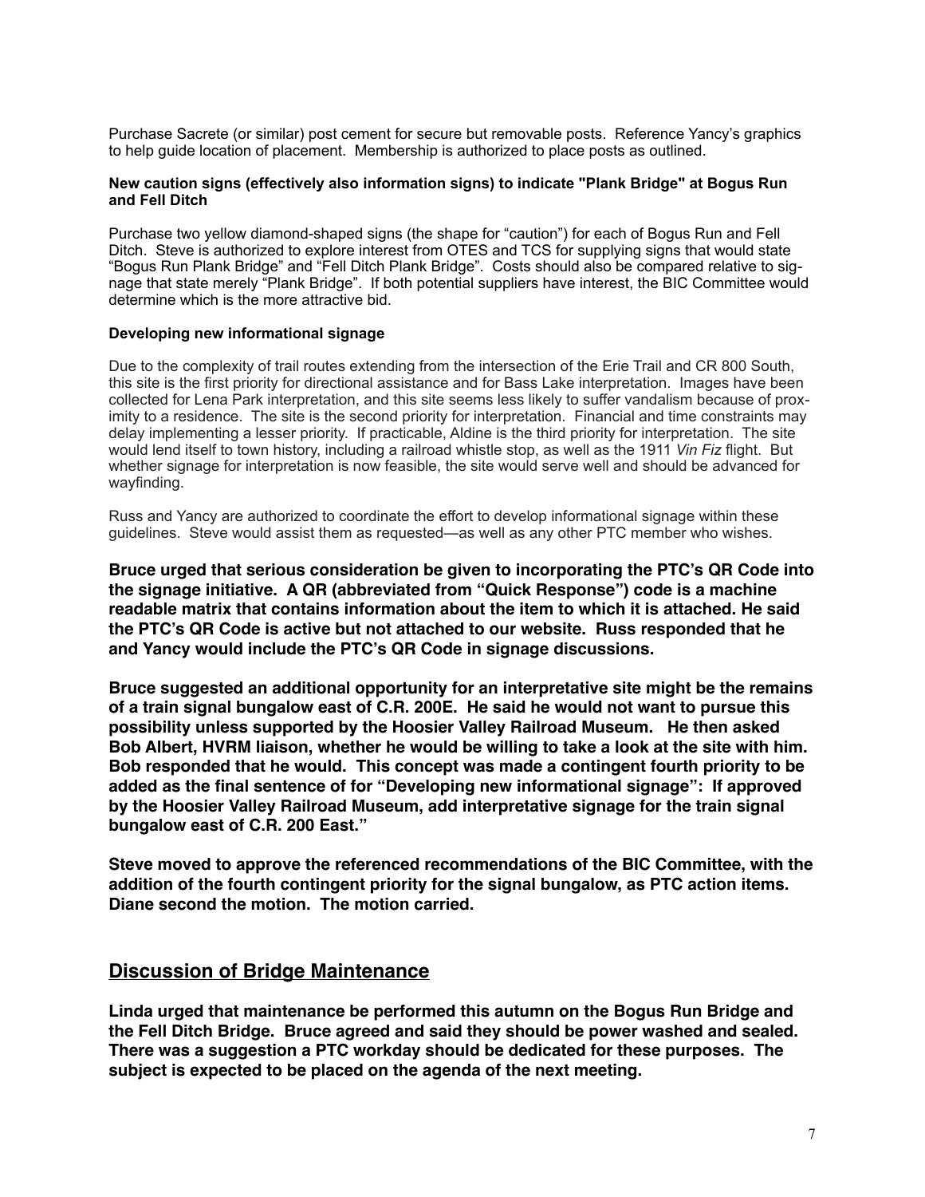Purchase Sacrete (or similar) post cement for secure but removable posts. Reference Yancy's graphics to help guide location of placement. Membership is authorized to place posts as outlined.

**New caution signs (effectively also information signs) to indicate "Plank Bridge" at Bogus Run and Fell Ditch**

Purchase two yellow diamond-shaped signs (the shape for "caution") for each of Bogus Run and Fell Ditch. Steve is authorized to explore interest from OTES and TCS for supplying signs that would state "Bogus Run Plank Bridge" and "Fell Ditch Plank Bridge". Costs should also be compared relative to signage that state merely "Plank Bridge". If both potential suppliers have interest, the BIC Committee would determine which is the more attractive bid.

**Developing new informational signage**

Due to the complexity of trail routes extending from the intersection of the Erie Trail and CR 800 South, this site is the first priority for directional assistance and for Bass Lake interpretation. Images have been collected for Lena Park interpretation, and this site seems less likely to suffer vandalism because of proximity to a residence. The site is the second priority for interpretation. Financial and time constraints may delay implementing a lesser priority. If practicable, Aldine is the third priority for interpretation. The site would lend itself to town history, including a railroad whistle stop, as well as the 1911 *Vin Fiz* flight. But whether signage for interpretation is now feasible, the site would serve well and should be advanced for wayfinding.

Russ and Yancy are authorized to coordinate the effort to develop informational signage within these guidelines. Steve would assist them as requested—as well as any other PTC member who wishes.

**Bruce urged that serious consideration be given to incorporating the PTC's QR Code into the signage initiative. A QR (abbreviated from "Quick Response") code is a machine readable matrix that contains information about the item to which it is attached. He said the PTC's QR Code is active but not attached to our website. Russ responded that he and Yancy would include the PTC's QR Code in signage discussions.**

**Bruce suggested an additional opportunity for an interpretative site might be the remains of a train signal bungalow east of C.R. 200E. He said he would not want to pursue this possibility unless supported by the Hoosier Valley Railroad Museum. He then asked Bob Albert, HVRM liaison, whether he would be willing to take a look at the site with him. Bob responded that he would. This concept was made a contingent fourth priority to be added as the final sentence of for "Developing new informational signage": If approved by the Hoosier Valley Railroad Museum, add interpretative signage for the train signal bungalow east of C.R. 200 East."**

**Steve moved to approve the referenced recommendations of the BIC Committee, with the addition of the fourth contingent priority for the signal bungalow, as PTC action items. Diane second the motion. The motion carried.**

## Discussion of Bridge Maintenance

**Linda urged that maintenance be performed this autumn on the Bogus Run Bridge and the Fell Ditch Bridge. Bruce agreed and said they should be power washed and sealed. There was a suggestion a PTC workday should be dedicated for these purposes. The subject is expected to be placed on the agenda of the next meeting.**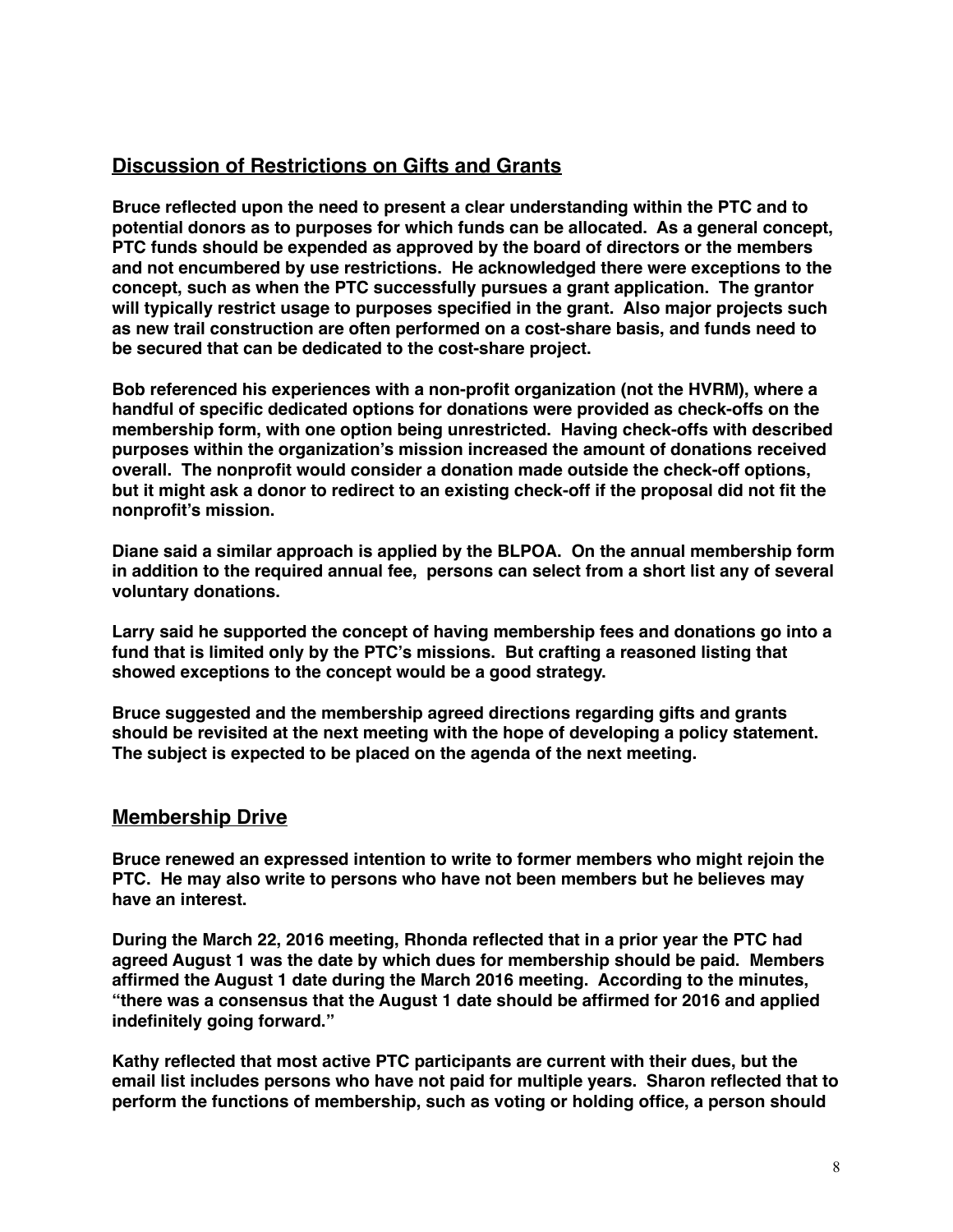## Discussion of Restrictions on Gifts and Grants

**Bruce reflected upon the need to present a clear understanding within the PTC and to potential donors as to purposes for which funds can be allocated. As a general concept, PTC funds should be expended as approved by the board of directors or the members and not encumbered by use restrictions. He acknowledged there were exceptions to the concept, such as when the PTC successfully pursues a grant application. The grantor will typically restrict usage to purposes specified in the grant. Also major projects such as new trail construction are often performed on a cost-share basis, and funds need to be secured that can be dedicated to the cost-share project.**

**Bob referenced his experiences with a non-profit organization (not the HVRM), where a handful of specific dedicated options for donations were provided as check-offs on the membership form, with one option being unrestricted. Having check-offs with described purposes within the organization's mission increased the amount of donations received overall. The nonprofit would consider a donation made outside the check-off options, but it might ask a donor to redirect to an existing check-off if the proposal did not fit the nonprofit's mission.**

**Diane said a similar approach is applied by the BLPOA. On the annual membership form in addition to the required annual fee, persons can select from a short list any of several voluntary donations.**

**Larry said he supported the concept of having membership fees and donations go into a fund that is limited only by the PTC's missions. But crafting a reasoned listing that showed exceptions to the concept would be a good strategy.**

**Bruce suggested and the membership agreed directions regarding gifts and grants should be revisited at the next meeting with the hope of developing a policy statement. The subject is expected to be placed on the agenda of the next meeting.**

## Membership Drive

**Bruce renewed an expressed intention to write to former members who might rejoin the PTC. He may also write to persons who have not been members but he believes may have an interest.**

**During the March 22, 2016 meeting, Rhonda reflected that in a prior year the PTC had agreed August 1 was the date by which dues for membership should be paid. Members affirmed the August 1 date during the March 2016 meeting. According to the minutes, "there was a consensus that the August 1 date should be affirmed for 2016 and applied indefinitely going forward."**

**Kathy reflected that most active PTC participants are current with their dues, but the email list includes persons who have not paid for multiple years. Sharon reflected that to perform the functions of membership, such as voting or holding office, a person should**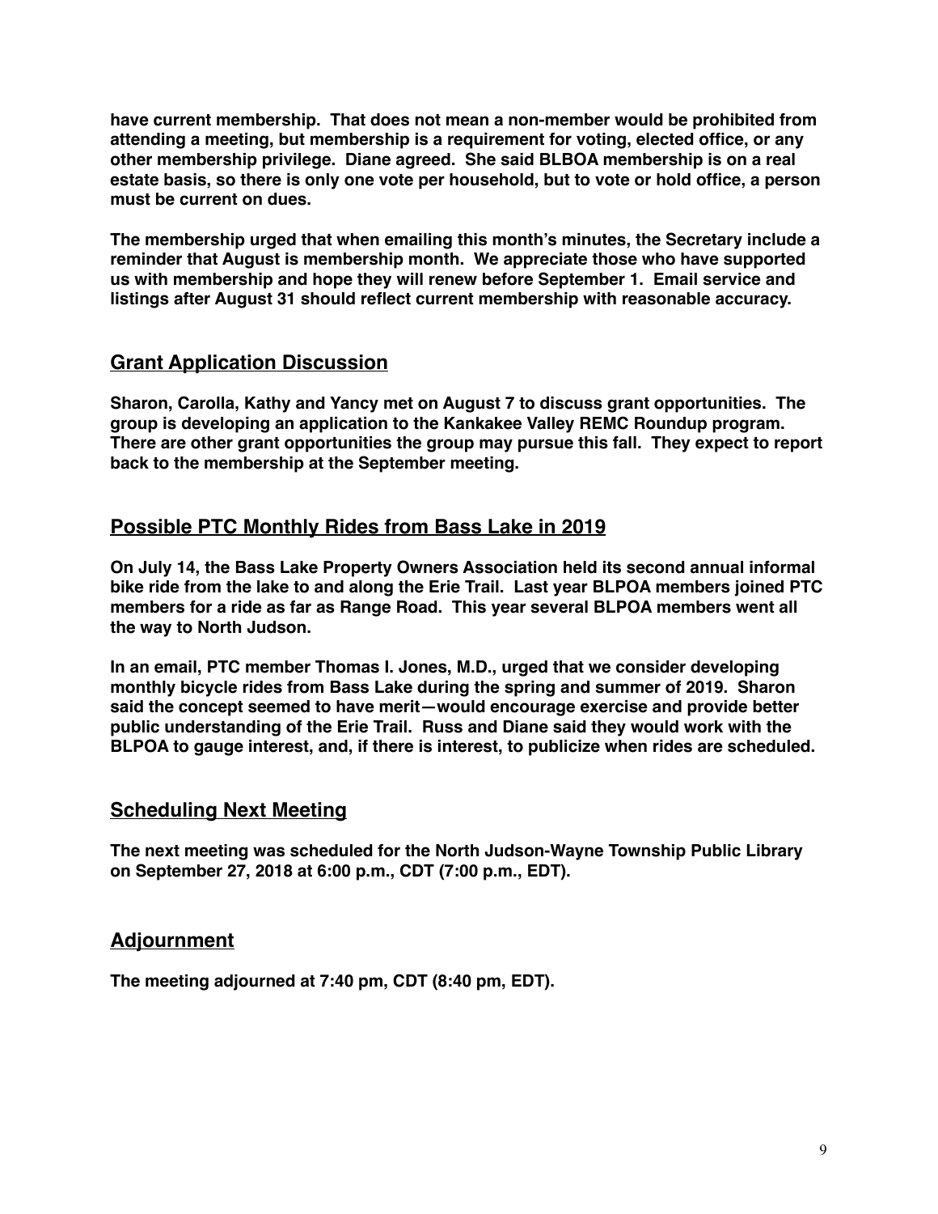**have current membership. That does not mean a non-member would be prohibited from attending a meeting, but membership is a requirement for voting, elected office, or any other membership privilege. Diane agreed. She said BLBOA membership is on a real estate basis, so there is only one vote per household, but to vote or hold office, a person must be current on dues.**

**The membership urged that when emailing this month's minutes, the Secretary include a reminder that August is membership month. We appreciate those who have supported us with membership and hope they will renew before September 1. Email service and listings after August 31 should reflect current membership with reasonable accuracy.**

## Grant Application Discussion

**Sharon, Carolla, Kathy and Yancy met on August 7 to discuss grant opportunities. The group is developing an application to the Kankakee Valley REMC Roundup program. There are other grant opportunities the group may pursue this fall. They expect to report back to the membership at the September meeting.**

## Possible PTC Monthly Rides from Bass Lake in 2019

**On July 14, the Bass Lake Property Owners Association held its second annual informal bike ride from the lake to and along the Erie Trail. Last year BLPOA members joined PTC members for a ride as far as Range Road. This year several BLPOA members went all the way to North Judson.**

**In an email, PTC member Thomas I. Jones, M.D., urged that we consider developing monthly bicycle rides from Bass Lake during the spring and summer of 2019. Sharon said the concept seemed to have merit—would encourage exercise and provide better public understanding of the Erie Trail. Russ and Diane said they would work with the BLPOA to gauge interest, and, if there is interest, to publicize when rides are scheduled.**

## Scheduling Next Meeting

**The next meeting was scheduled for the North Judson-Wayne Township Public Library on September 27, 2018 at 6:00 p.m., CDT (7:00 p.m., EDT).**

## Adjournment

**The meeting adjourned at 7:40 pm, CDT (8:40 pm, EDT).**